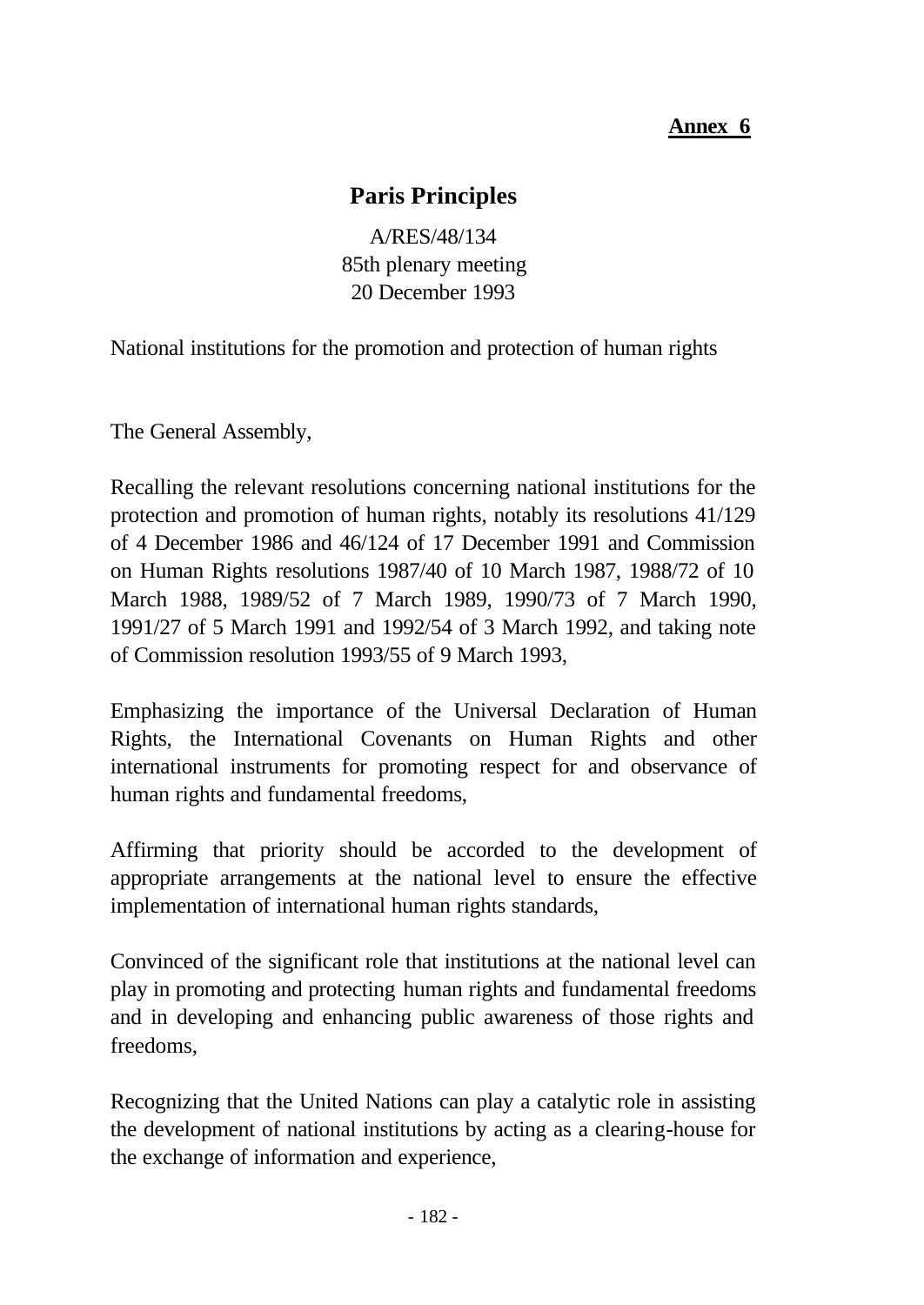**Annex 6**

# Paris Principles

A/RES/48/134
85th plenary meeting
20 December 1993

National institutions for the promotion and protection of human rights

The General Assembly,

Recalling the relevant resolutions concerning national institutions for the protection and promotion of human rights, notably its resolutions 41/129 of 4 December 1986 and 46/124 of 17 December 1991 and Commission on Human Rights resolutions 1987/40 of 10 March 1987, 1988/72 of 10 March 1988, 1989/52 of 7 March 1989, 1990/73 of 7 March 1990, 1991/27 of 5 March 1991 and 1992/54 of 3 March 1992, and taking note of Commission resolution 1993/55 of 9 March 1993,

Emphasizing the importance of the Universal Declaration of Human Rights, the International Covenants on Human Rights and other international instruments for promoting respect for and observance of human rights and fundamental freedoms,

Affirming that priority should be accorded to the development of appropriate arrangements at the national level to ensure the effective implementation of international human rights standards,

Convinced of the significant role that institutions at the national level can play in promoting and protecting human rights and fundamental freedoms and in developing and enhancing public awareness of those rights and freedoms,

Recognizing that the United Nations can play a catalytic role in assisting the development of national institutions by acting as a clearing-house for the exchange of information and experience,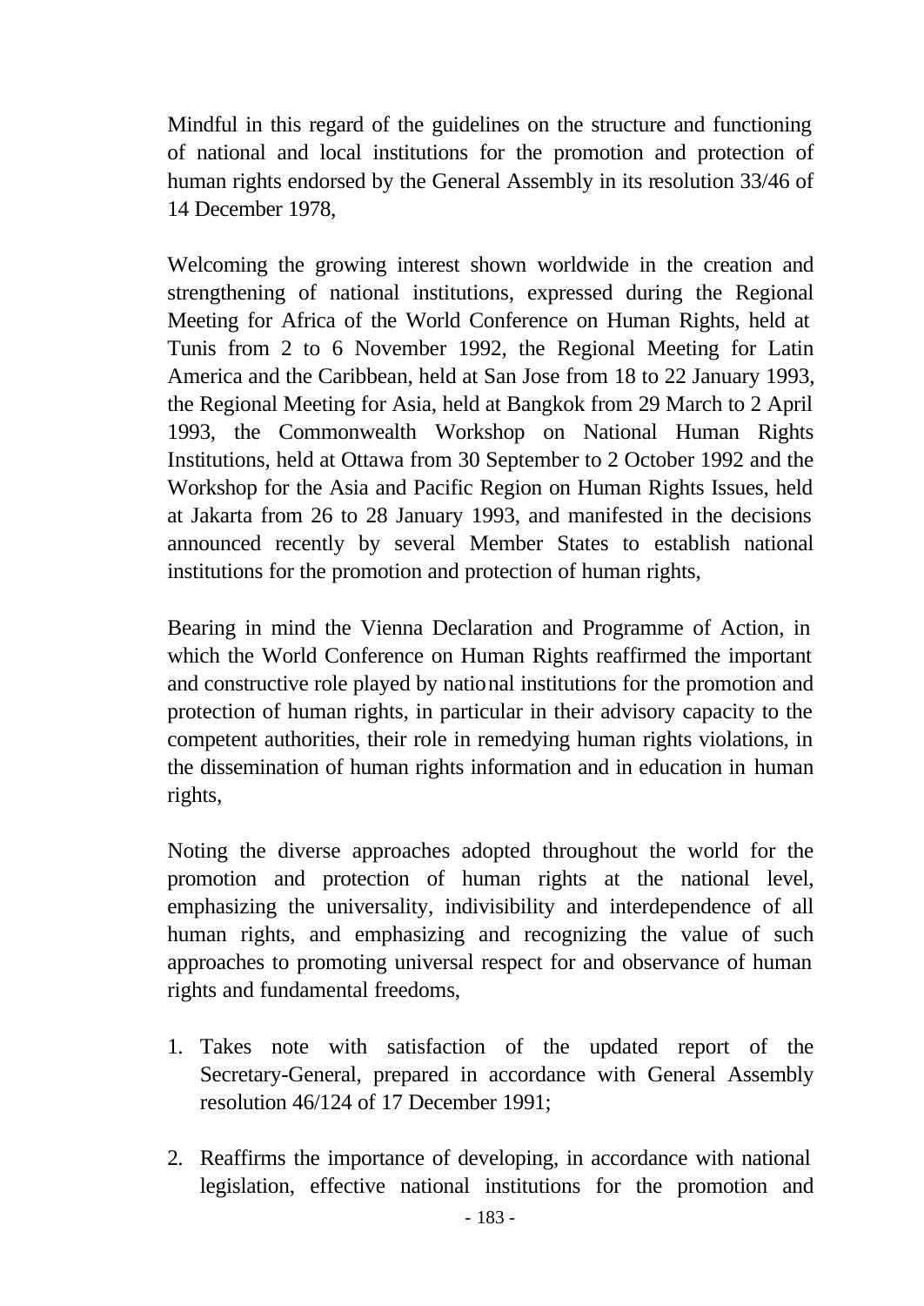Mindful in this regard of the guidelines on the structure and functioning of national and local institutions for the promotion and protection of human rights endorsed by the General Assembly in its resolution 33/46 of 14 December 1978,

Welcoming the growing interest shown worldwide in the creation and strengthening of national institutions, expressed during the Regional Meeting for Africa of the World Conference on Human Rights, held at Tunis from 2 to 6 November 1992, the Regional Meeting for Latin America and the Caribbean, held at San Jose from 18 to 22 January 1993, the Regional Meeting for Asia, held at Bangkok from 29 March to 2 April 1993, the Commonwealth Workshop on National Human Rights Institutions, held at Ottawa from 30 September to 2 October 1992 and the Workshop for the Asia and Pacific Region on Human Rights Issues, held at Jakarta from 26 to 28 January 1993, and manifested in the decisions announced recently by several Member States to establish national institutions for the promotion and protection of human rights,

Bearing in mind the Vienna Declaration and Programme of Action, in which the World Conference on Human Rights reaffirmed the important and constructive role played by national institutions for the promotion and protection of human rights, in particular in their advisory capacity to the competent authorities, their role in remedying human rights violations, in the dissemination of human rights information and in education in human rights,

Noting the diverse approaches adopted throughout the world for the promotion and protection of human rights at the national level, emphasizing the universality, indivisibility and interdependence of all human rights, and emphasizing and recognizing the value of such approaches to promoting universal respect for and observance of human rights and fundamental freedoms,

1. Takes note with satisfaction of the updated report of the Secretary-General, prepared in accordance with General Assembly resolution 46/124 of 17 December 1991;

2. Reaffirms the importance of developing, in accordance with national legislation, effective national institutions for the promotion and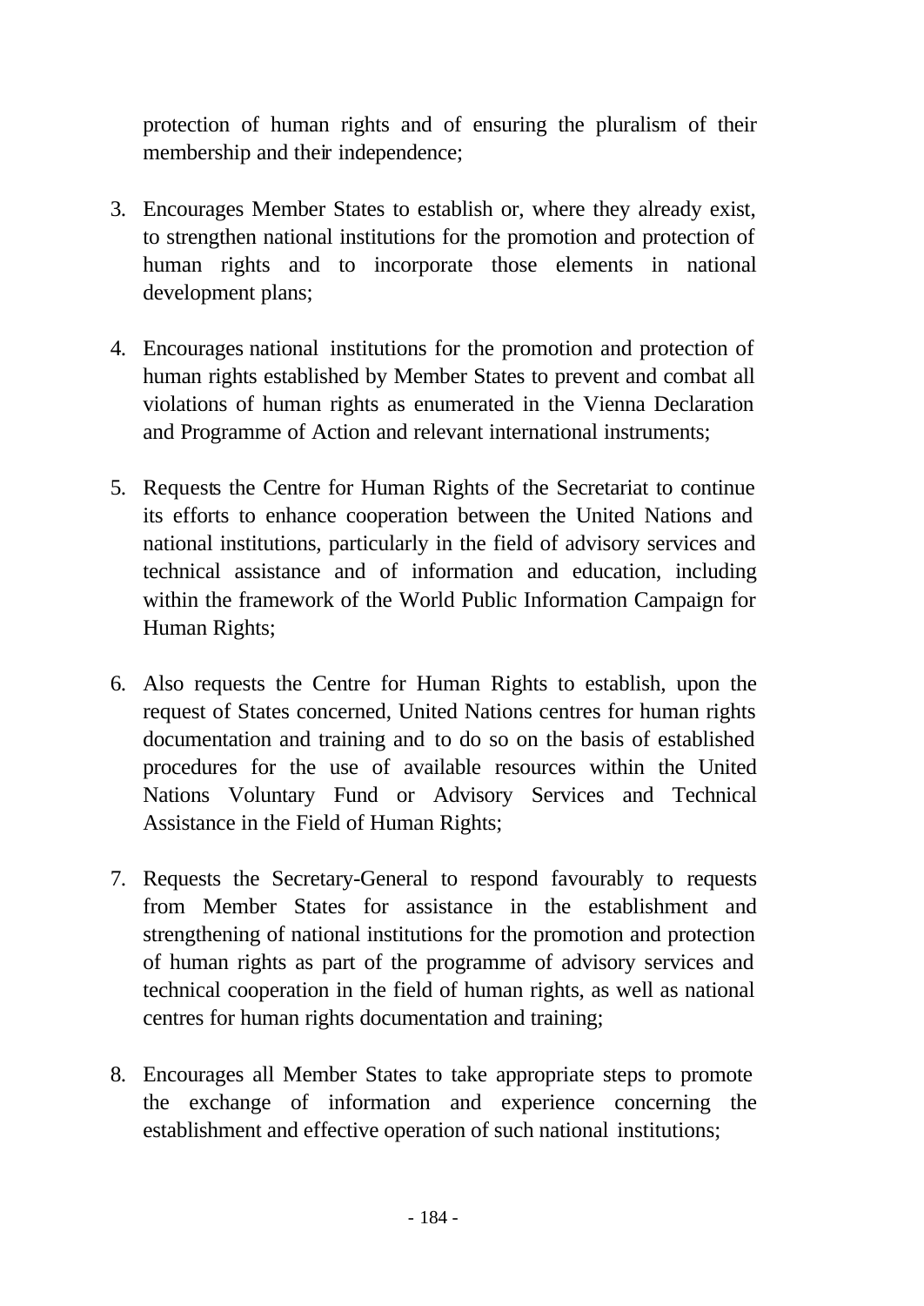protection of human rights and of ensuring the pluralism of their membership and their independence;

3. Encourages Member States to establish or, where they already exist, to strengthen national institutions for the promotion and protection of human rights and to incorporate those elements in national development plans;

4. Encourages national institutions for the promotion and protection of human rights established by Member States to prevent and combat all violations of human rights as enumerated in the Vienna Declaration and Programme of Action and relevant international instruments;

5. Requests the Centre for Human Rights of the Secretariat to continue its efforts to enhance cooperation between the United Nations and national institutions, particularly in the field of advisory services and technical assistance and of information and education, including within the framework of the World Public Information Campaign for Human Rights;

6. Also requests the Centre for Human Rights to establish, upon the request of States concerned, United Nations centres for human rights documentation and training and to do so on the basis of established procedures for the use of available resources within the United Nations Voluntary Fund or Advisory Services and Technical Assistance in the Field of Human Rights;

7. Requests the Secretary-General to respond favourably to requests from Member States for assistance in the establishment and strengthening of national institutions for the promotion and protection of human rights as part of the programme of advisory services and technical cooperation in the field of human rights, as well as national centres for human rights documentation and training;

8. Encourages all Member States to take appropriate steps to promote the exchange of information and experience concerning the establishment and effective operation of such national institutions;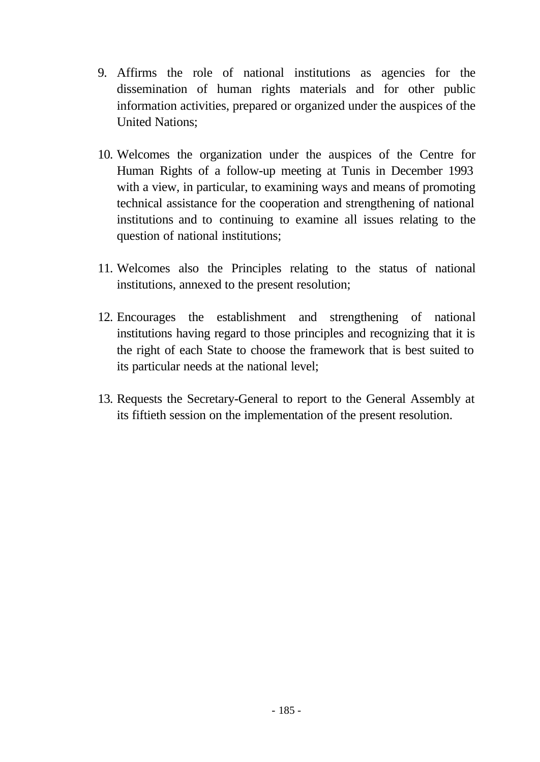9. Affirms the role of national institutions as agencies for the dissemination of human rights materials and for other public information activities, prepared or organized under the auspices of the United Nations;

10. Welcomes the organization under the auspices of the Centre for Human Rights of a follow-up meeting at Tunis in December 1993 with a view, in particular, to examining ways and means of promoting technical assistance for the cooperation and strengthening of national institutions and to continuing to examine all issues relating to the question of national institutions;

11. Welcomes also the Principles relating to the status of national institutions, annexed to the present resolution;

12. Encourages the establishment and strengthening of national institutions having regard to those principles and recognizing that it is the right of each State to choose the framework that is best suited to its particular needs at the national level;

13. Requests the Secretary-General to report to the General Assembly at its fiftieth session on the implementation of the present resolution.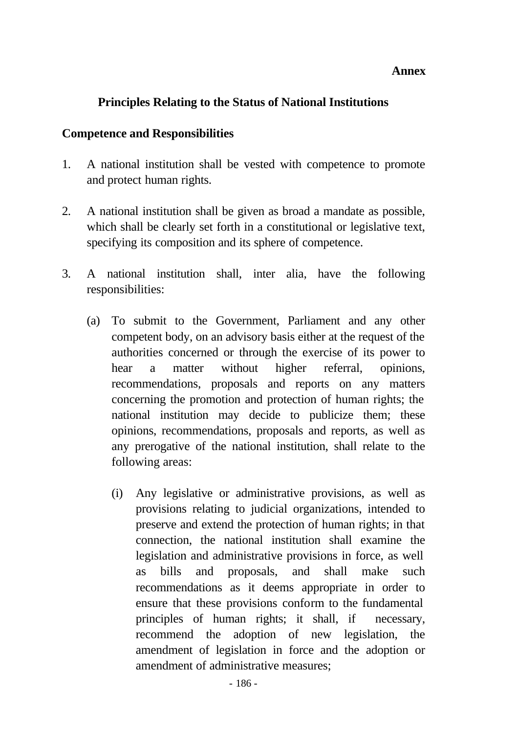**Annex**

## Principles Relating to the Status of National Institutions

### Competence and Responsibilities

1. A national institution shall be vested with competence to promote and protect human rights.

2. A national institution shall be given as broad a mandate as possible, which shall be clearly set forth in a constitutional or legislative text, specifying its composition and its sphere of competence.

3. A national institution shall, inter alia, have the following responsibilities:

   (a) To submit to the Government, Parliament and any other competent body, on an advisory basis either at the request of the authorities concerned or through the exercise of its power to hear a matter without higher referral, opinions, recommendations, proposals and reports on any matters concerning the promotion and protection of human rights; the national institution may decide to publicize them; these opinions, recommendations, proposals and reports, as well as any prerogative of the national institution, shall relate to the following areas:

      (i) Any legislative or administrative provisions, as well as provisions relating to judicial organizations, intended to preserve and extend the protection of human rights; in that connection, the national institution shall examine the legislation and administrative provisions in force, as well as bills and proposals, and shall make such recommendations as it deems appropriate in order to ensure that these provisions conform to the fundamental principles of human rights; it shall, if necessary, recommend the adoption of new legislation, the amendment of legislation in force and the adoption or amendment of administrative measures;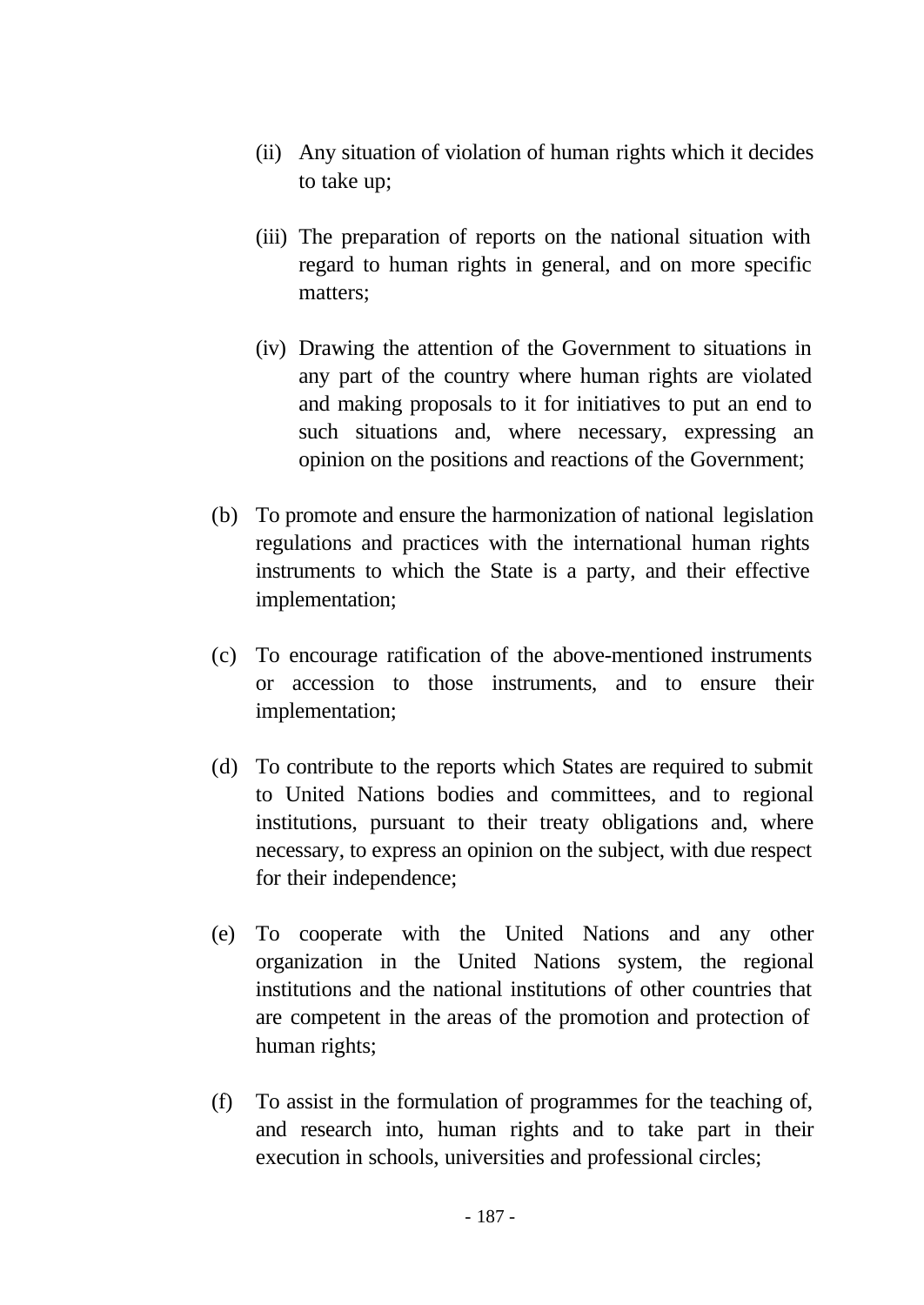(ii) Any situation of violation of human rights which it decides to take up;

(iii) The preparation of reports on the national situation with regard to human rights in general, and on more specific matters;

(iv) Drawing the attention of the Government to situations in any part of the country where human rights are violated and making proposals to it for initiatives to put an end to such situations and, where necessary, expressing an opinion on the positions and reactions of the Government;

(b) To promote and ensure the harmonization of national legislation regulations and practices with the international human rights instruments to which the State is a party, and their effective implementation;

(c) To encourage ratification of the above-mentioned instruments or accession to those instruments, and to ensure their implementation;

(d) To contribute to the reports which States are required to submit to United Nations bodies and committees, and to regional institutions, pursuant to their treaty obligations and, where necessary, to express an opinion on the subject, with due respect for their independence;

(e) To cooperate with the United Nations and any other organization in the United Nations system, the regional institutions and the national institutions of other countries that are competent in the areas of the promotion and protection of human rights;

(f) To assist in the formulation of programmes for the teaching of, and research into, human rights and to take part in their execution in schools, universities and professional circles;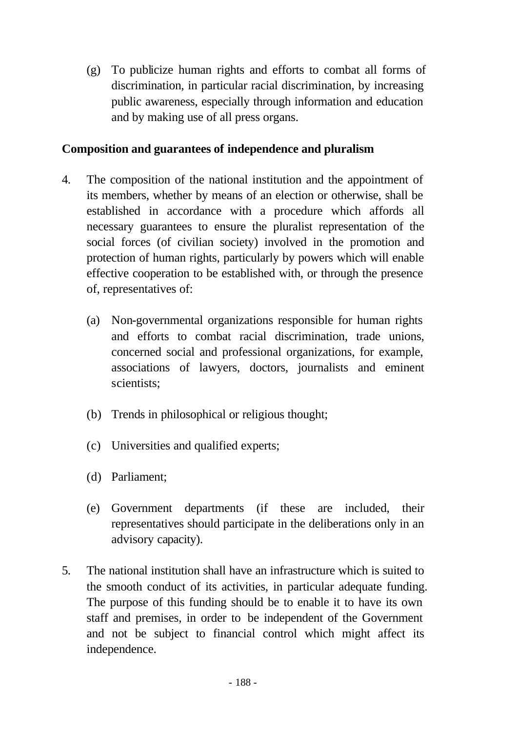(g) To publicize human rights and efforts to combat all forms of discrimination, in particular racial discrimination, by increasing public awareness, especially through information and education and by making use of all press organs.

**Composition and guarantees of independence and pluralism**

4. The composition of the national institution and the appointment of its members, whether by means of an election or otherwise, shall be established in accordance with a procedure which affords all necessary guarantees to ensure the pluralist representation of the social forces (of civilian society) involved in the promotion and protection of human rights, particularly by powers which will enable effective cooperation to be established with, or through the presence of, representatives of:

    (a) Non-governmental organizations responsible for human rights and efforts to combat racial discrimination, trade unions, concerned social and professional organizations, for example, associations of lawyers, doctors, journalists and eminent scientists;

    (b) Trends in philosophical or religious thought;

    (c) Universities and qualified experts;

    (d) Parliament;

    (e) Government departments (if these are included, their representatives should participate in the deliberations only in an advisory capacity).

5. The national institution shall have an infrastructure which is suited to the smooth conduct of its activities, in particular adequate funding. The purpose of this funding should be to enable it to have its own staff and premises, in order to be independent of the Government and not be subject to financial control which might affect its independence.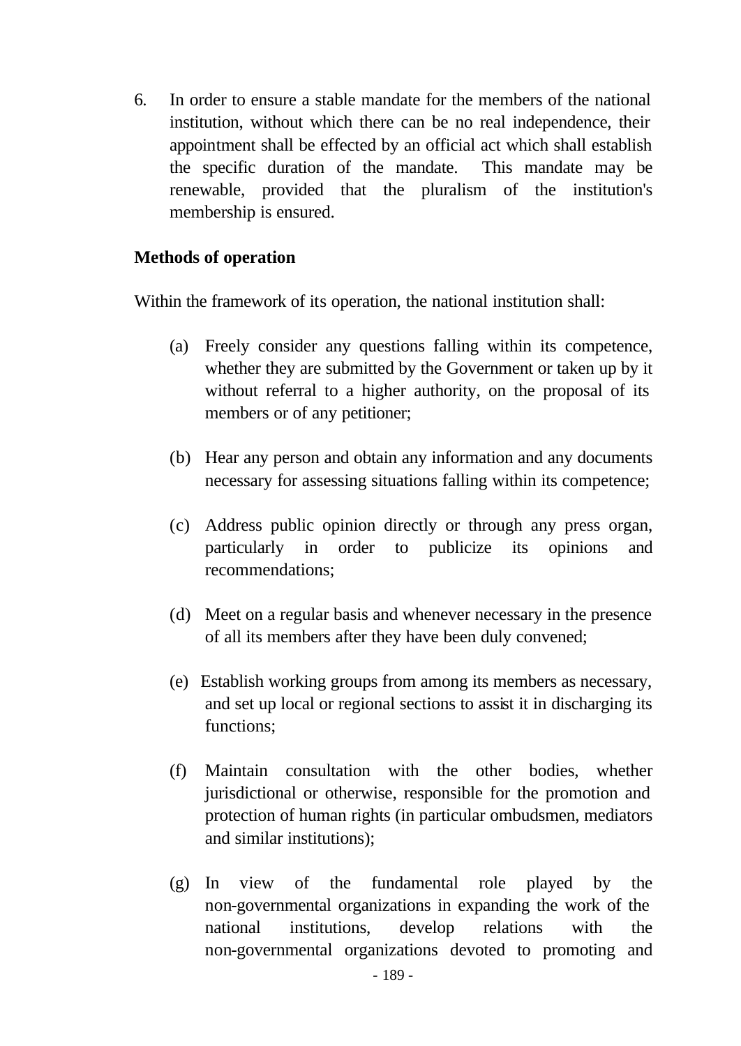6. In order to ensure a stable mandate for the members of the national institution, without which there can be no real independence, their appointment shall be effected by an official act which shall establish the specific duration of the mandate. This mandate may be renewable, provided that the pluralism of the institution's membership is ensured.

**Methods of operation**

Within the framework of its operation, the national institution shall:

(a) Freely consider any questions falling within its competence, whether they are submitted by the Government or taken up by it without referral to a higher authority, on the proposal of its members or of any petitioner;

(b) Hear any person and obtain any information and any documents necessary for assessing situations falling within its competence;

(c) Address public opinion directly or through any press organ, particularly in order to publicize its opinions and recommendations;

(d) Meet on a regular basis and whenever necessary in the presence of all its members after they have been duly convened;

(e) Establish working groups from among its members as necessary, and set up local or regional sections to assist it in discharging its functions;

(f) Maintain consultation with the other bodies, whether jurisdictional or otherwise, responsible for the promotion and protection of human rights (in particular ombudsmen, mediators and similar institutions);

(g) In view of the fundamental role played by the non-governmental organizations in expanding the work of the national institutions, develop relations with the non-governmental organizations devoted to promoting and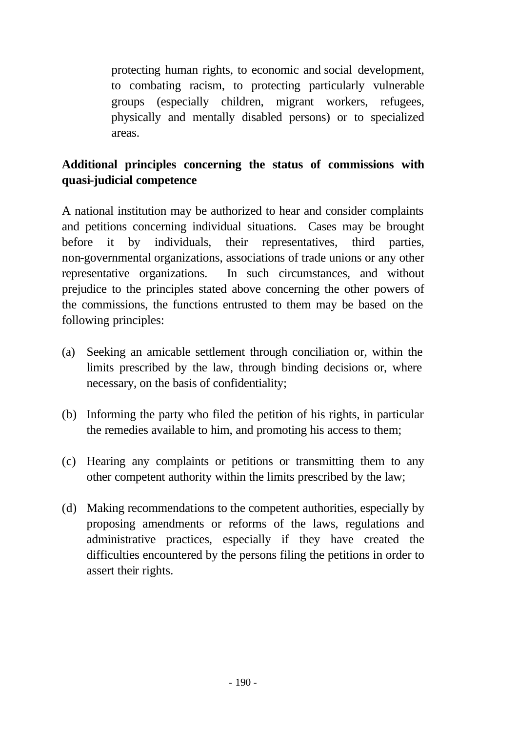protecting human rights, to economic and social development, to combating racism, to protecting particularly vulnerable groups (especially children, migrant workers, refugees, physically and mentally disabled persons) or to specialized areas.

**Additional principles concerning the status of commissions with quasi-judicial competence**

A national institution may be authorized to hear and consider complaints and petitions concerning individual situations. Cases may be brought before it by individuals, their representatives, third parties, non-governmental organizations, associations of trade unions or any other representative organizations. In such circumstances, and without prejudice to the principles stated above concerning the other powers of the commissions, the functions entrusted to them may be based on the following principles:

(a) Seeking an amicable settlement through conciliation or, within the limits prescribed by the law, through binding decisions or, where necessary, on the basis of confidentiality;

(b) Informing the party who filed the petition of his rights, in particular the remedies available to him, and promoting his access to them;

(c) Hearing any complaints or petitions or transmitting them to any other competent authority within the limits prescribed by the law;

(d) Making recommendations to the competent authorities, especially by proposing amendments or reforms of the laws, regulations and administrative practices, especially if they have created the difficulties encountered by the persons filing the petitions in order to assert their rights.